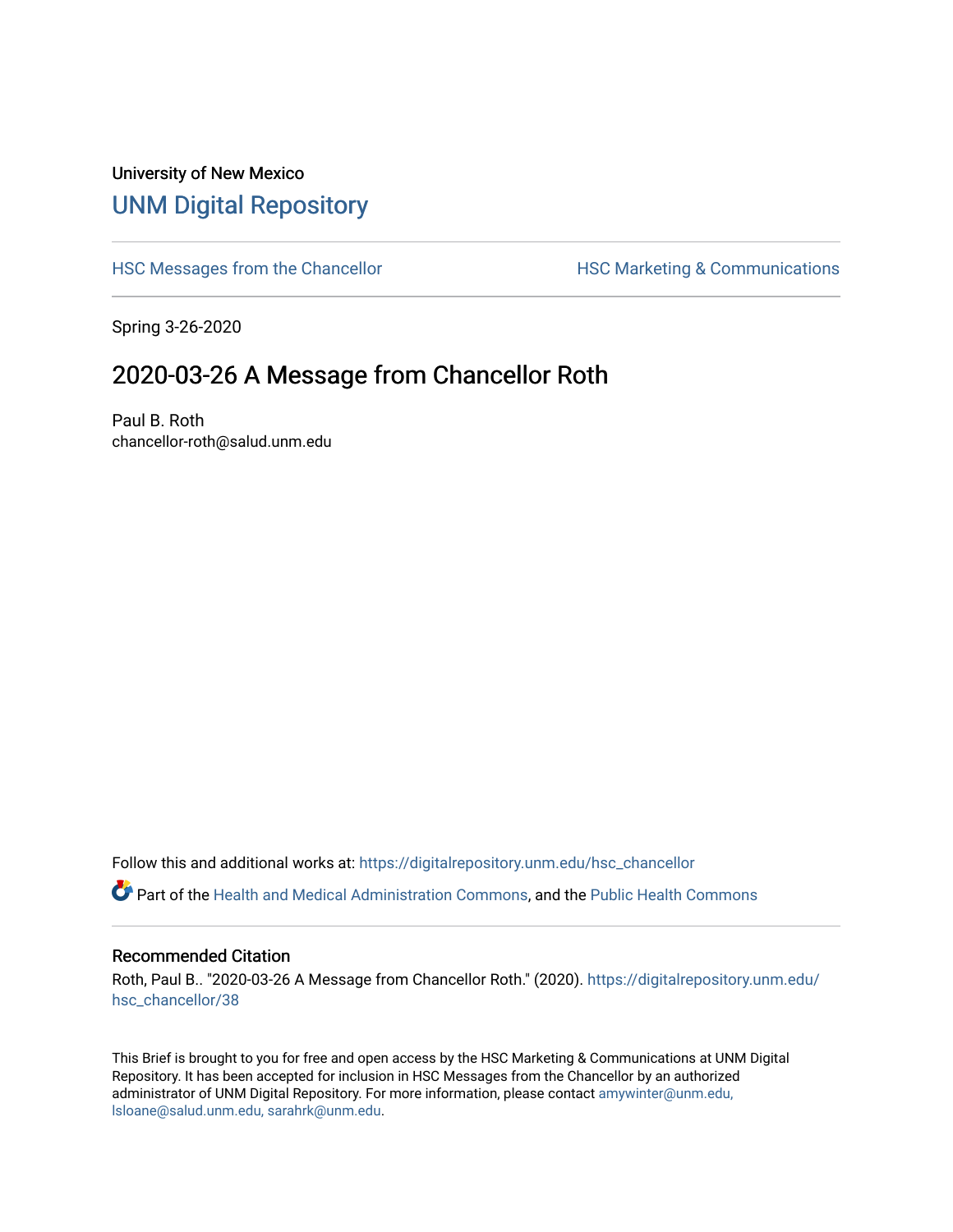University of New Mexico

# UNM Digital Repository

HSC Messages from the Chancellor | HSC Marketing & Communications

Spring 3-26-2020

## 2020-03-26 A Message from Chancellor Roth

Paul B. Roth
chancellor-roth@salud.unm.edu

Follow this and additional works at: https://digitalrepository.unm.edu/hsc_chancellor

Part of the Health and Medical Administration Commons, and the Public Health Commons

### Recommended Citation

Roth, Paul B.. "2020-03-26 A Message from Chancellor Roth." (2020). https://digitalrepository.unm.edu/hsc_chancellor/38

This Brief is brought to you for free and open access by the HSC Marketing & Communications at UNM Digital Repository. It has been accepted for inclusion in HSC Messages from the Chancellor by an authorized administrator of UNM Digital Repository. For more information, please contact amywinter@unm.edu, lsloane@salud.unm.edu, sarahrk@unm.edu.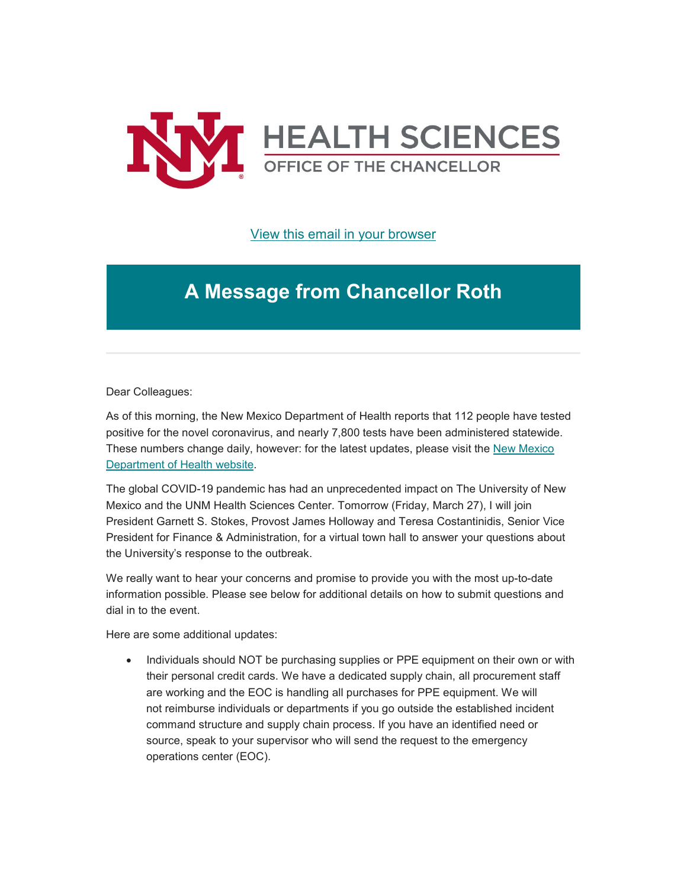HEALTH SCIENCES

OFFICE OF THE CHANCELLOR

[View this email in your browser]

# A Message from Chancellor Roth

Dear Colleagues:

As of this morning, the New Mexico Department of Health reports that 112 people have tested positive for the novel coronavirus, and nearly 7,800 tests have been administered statewide. These numbers change daily, however: for the latest updates, please visit the [New Mexico Department of Health website].

The global COVID-19 pandemic has had an unprecedented impact on The University of New Mexico and the UNM Health Sciences Center. Tomorrow (Friday, March 27), I will join President Garnett S. Stokes, Provost James Holloway and Teresa Costantinidis, Senior Vice President for Finance & Administration, for a virtual town hall to answer your questions about the University's response to the outbreak.

We really want to hear your concerns and promise to provide you with the most up-to-date information possible. Please see below for additional details on how to submit questions and dial in to the event.

Here are some additional updates:

- Individuals should NOT be purchasing supplies or PPE equipment on their own or with their personal credit cards. We have a dedicated supply chain, all procurement staff are working and the EOC is handling all purchases for PPE equipment. We will not reimburse individuals or departments if you go outside the established incident command structure and supply chain process. If you have an identified need or source, speak to your supervisor who will send the request to the emergency operations center (EOC).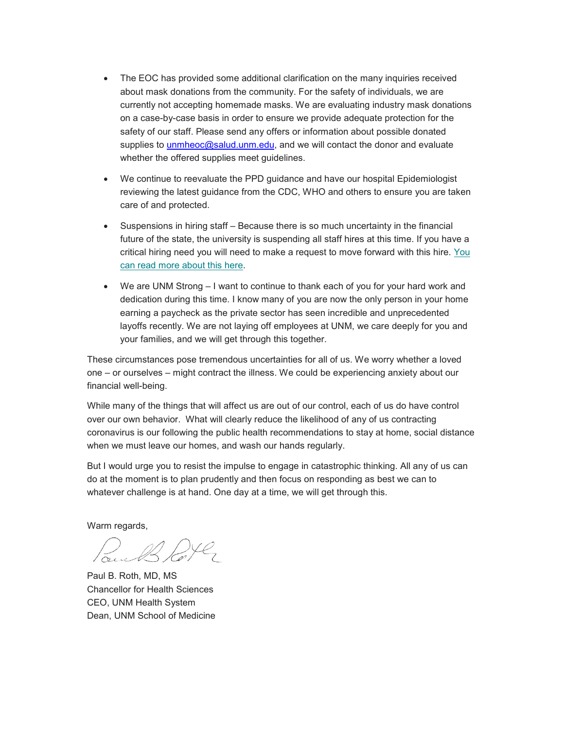- The EOC has provided some additional clarification on the many inquiries received about mask donations from the community. For the safety of individuals, we are currently not accepting homemade masks. We are evaluating industry mask donations on a case-by-case basis in order to ensure we provide adequate protection for the safety of our staff. Please send any offers or information about possible donated supplies to [unmheoc@salud.unm.edu](mailto:unmheoc@salud.unm.edu), and we will contact the donor and evaluate whether the offered supplies meet guidelines.

- We continue to reevaluate the PPD guidance and have our hospital Epidemiologist reviewing the latest guidance from the CDC, WHO and others to ensure you are taken care of and protected.

- Suspensions in hiring staff – Because there is so much uncertainty in the financial future of the state, the university is suspending all staff hires at this time. If you have a critical hiring need you will need to make a request to move forward with this hire. You can read more about this here.

- We are UNM Strong – I want to continue to thank each of you for your hard work and dedication during this time. I know many of you are now the only person in your home earning a paycheck as the private sector has seen incredible and unprecedented layoffs recently. We are not laying off employees at UNM, we care deeply for you and your families, and we will get through this together.

These circumstances pose tremendous uncertainties for all of us. We worry whether a loved one – or ourselves – might contract the illness. We could be experiencing anxiety about our financial well-being.

While many of the things that will affect us are out of our control, each of us do have control over our own behavior. What will clearly reduce the likelihood of any of us contracting coronavirus is our following the public health recommendations to stay at home, social distance when we must leave our homes, and wash our hands regularly.

But I would urge you to resist the impulse to engage in catastrophic thinking. All any of us can do at the moment is to plan prudently and then focus on responding as best we can to whatever challenge is at hand. One day at a time, we will get through this.

Warm regards,

Paul B. Roth, MD, MS
Chancellor for Health Sciences
CEO, UNM Health System
Dean, UNM School of Medicine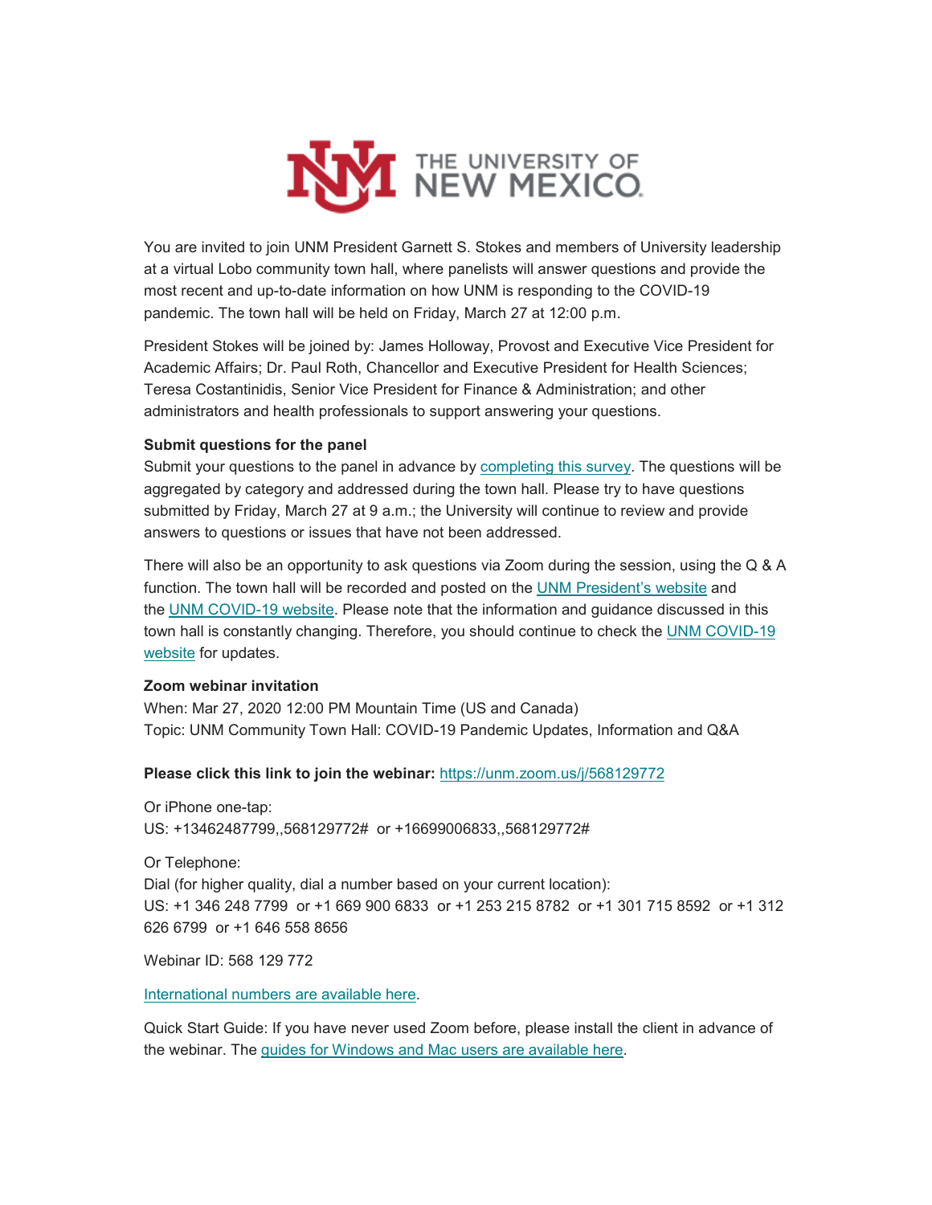THE UNIVERSITY OF NEW MEXICO

You are invited to join UNM President Garnett S. Stokes and members of University leadership at a virtual Lobo community town hall, where panelists will answer questions and provide the most recent and up-to-date information on how UNM is responding to the COVID-19 pandemic. The town hall will be held on Friday, March 27 at 12:00 p.m.

President Stokes will be joined by: James Holloway, Provost and Executive Vice President for Academic Affairs; Dr. Paul Roth, Chancellor and Executive President for Health Sciences; Teresa Costantinidis, Senior Vice President for Finance & Administration; and other administrators and health professionals to support answering your questions.

**Submit questions for the panel**
Submit your questions to the panel in advance by completing this survey. The questions will be aggregated by category and addressed during the town hall. Please try to have questions submitted by Friday, March 27 at 9 a.m.; the University will continue to review and provide answers to questions or issues that have not been addressed.

There will also be an opportunity to ask questions via Zoom during the session, using the Q & A function. The town hall will be recorded and posted on the UNM President's website and the UNM COVID-19 website. Please note that the information and guidance discussed in this town hall is constantly changing. Therefore, you should continue to check the UNM COVID-19 website for updates.

**Zoom webinar invitation**
When: Mar 27, 2020 12:00 PM Mountain Time (US and Canada)
Topic: UNM Community Town Hall: COVID-19 Pandemic Updates, Information and Q&A

**Please click this link to join the webinar:** https://unm.zoom.us/j/568129772

Or iPhone one-tap:
US: +13462487799,,568129772# or +16699006833,,568129772#

Or Telephone:
Dial (for higher quality, dial a number based on your current location):
US: +1 346 248 7799 or +1 669 900 6833 or +1 253 215 8782 or +1 301 715 8592 or +1 312 626 6799 or +1 646 558 8656

Webinar ID: 568 129 772

International numbers are available here.

Quick Start Guide: If you have never used Zoom before, please install the client in advance of the webinar. The guides for Windows and Mac users are available here.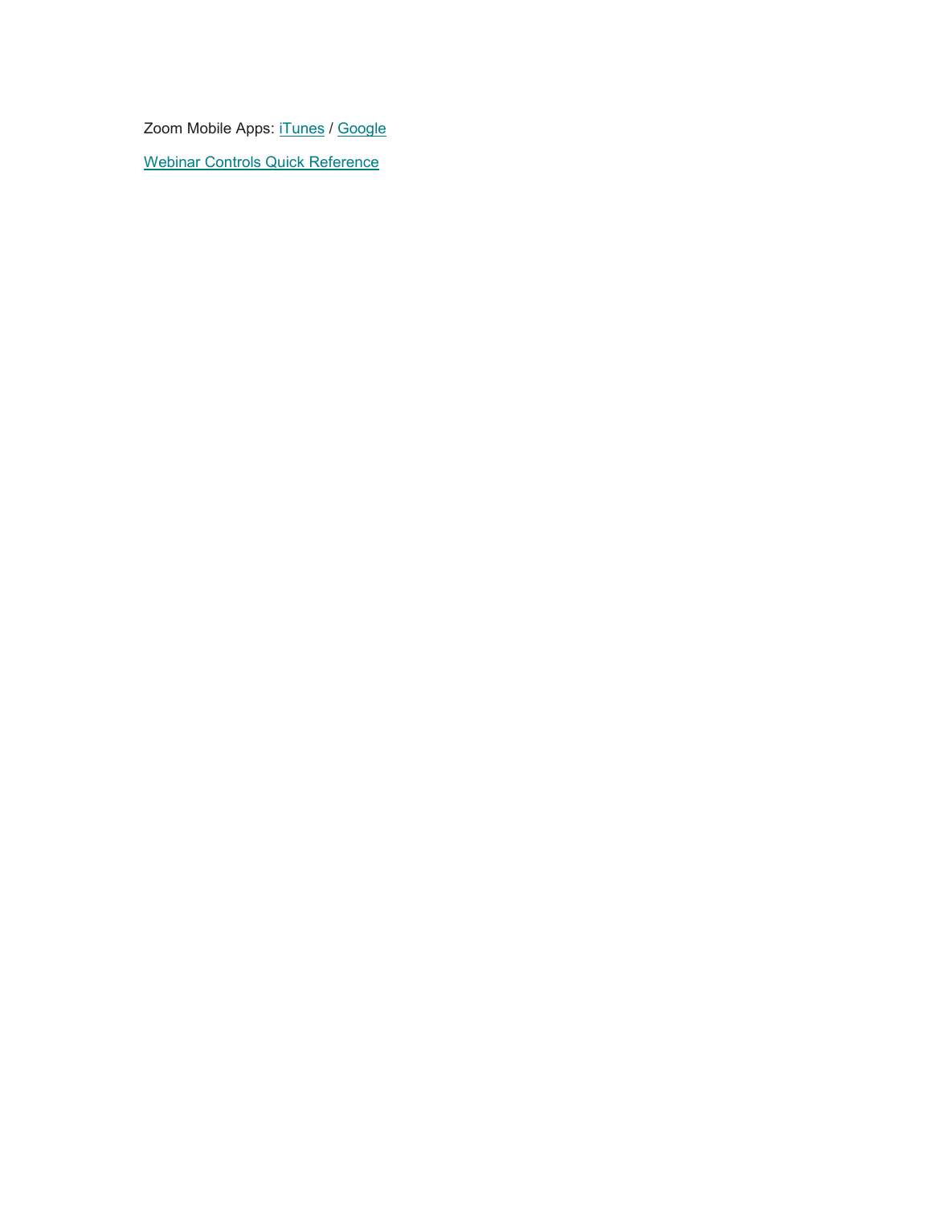Zoom Mobile Apps: iTunes / Google

Webinar Controls Quick Reference